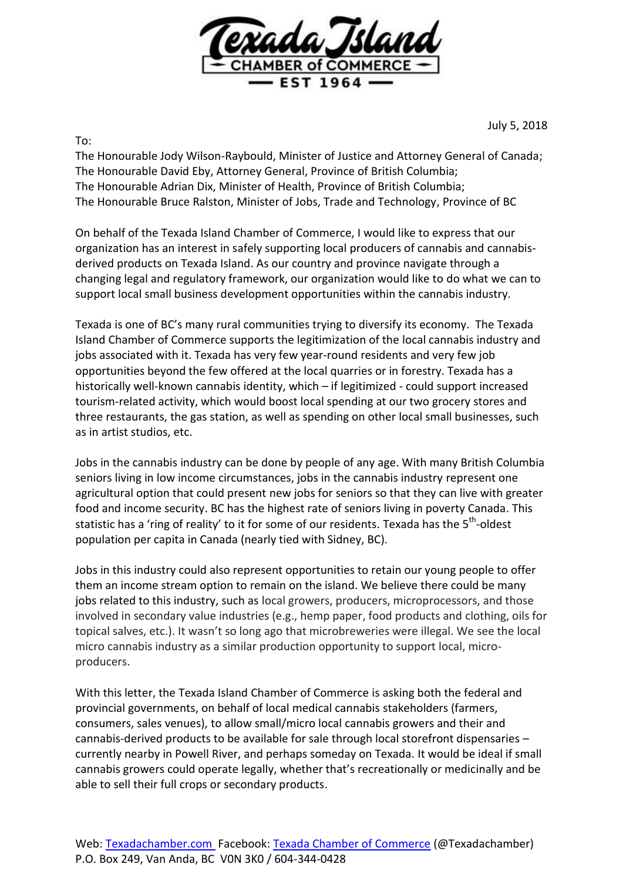**Texada Island**
**CHAMBER of COMMERCE**
**EST 1964**

July 5, 2018

To:
The Honourable Jody Wilson-Raybould, Minister of Justice and Attorney General of Canada;
The Honourable David Eby, Attorney General, Province of British Columbia;
The Honourable Adrian Dix, Minister of Health, Province of British Columbia;
The Honourable Bruce Ralston, Minister of Jobs, Trade and Technology, Province of BC

On behalf of the Texada Island Chamber of Commerce, I would like to express that our organization has an interest in safely supporting local producers of cannabis and cannabis-derived products on Texada Island. As our country and province navigate through a changing legal and regulatory framework, our organization would like to do what we can to support local small business development opportunities within the cannabis industry.

Texada is one of BC's many rural communities trying to diversify its economy. The Texada Island Chamber of Commerce supports the legitimization of the local cannabis industry and jobs associated with it. Texada has very few year-round residents and very few job opportunities beyond the few offered at the local quarries or in forestry. Texada has a historically well-known cannabis identity, which – if legitimized - could support increased tourism-related activity, which would boost local spending at our two grocery stores and three restaurants, the gas station, as well as spending on other local small businesses, such as in artist studios, etc.

Jobs in the cannabis industry can be done by people of any age. With many British Columbia seniors living in low income circumstances, jobs in the cannabis industry represent one agricultural option that could present new jobs for seniors so that they can live with greater food and income security. BC has the highest rate of seniors living in poverty Canada. This statistic has a 'ring of reality' to it for some of our residents. Texada has the 5th-oldest population per capita in Canada (nearly tied with Sidney, BC).

Jobs in this industry could also represent opportunities to retain our young people to offer them an income stream option to remain on the island. We believe there could be many jobs related to this industry, such as local growers, producers, microprocessors, and those involved in secondary value industries (e.g., hemp paper, food products and clothing, oils for topical salves, etc.). It wasn't so long ago that microbreweries were illegal. We see the local micro cannabis industry as a similar production opportunity to support local, micro-producers.

With this letter, the Texada Island Chamber of Commerce is asking both the federal and provincial governments, on behalf of local medical cannabis stakeholders (farmers, consumers, sales venues), to allow small/micro local cannabis growers and their and cannabis-derived products to be available for sale through local storefront dispensaries – currently nearby in Powell River, and perhaps someday on Texada. It would be ideal if small cannabis growers could operate legally, whether that's recreationally or medicinally and be able to sell their full crops or secondary products.

Web: Texadachamber.com Facebook: Texada Chamber of Commerce (@Texadachamber)
P.O. Box 249, Van Anda, BC V0N 3K0 / 604-344-0428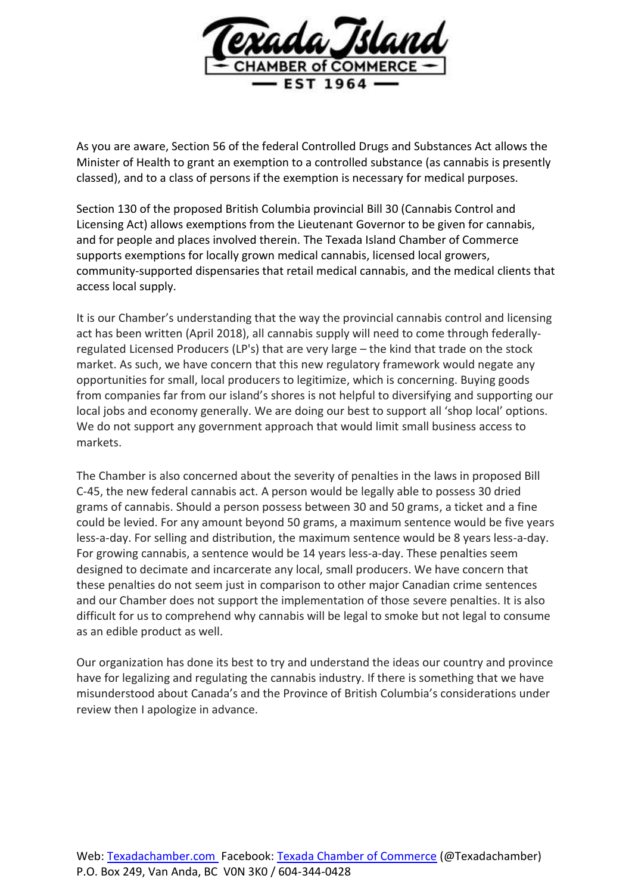As you are aware, Section 56 of the federal Controlled Drugs and Substances Act allows the Minister of Health to grant an exemption to a controlled substance (as cannabis is presently classed), and to a class of persons if the exemption is necessary for medical purposes.

Section 130 of the proposed British Columbia provincial Bill 30 (Cannabis Control and Licensing Act) allows exemptions from the Lieutenant Governor to be given for cannabis, and for people and places involved therein. The Texada Island Chamber of Commerce supports exemptions for locally grown medical cannabis, licensed local growers, community-supported dispensaries that retail medical cannabis, and the medical clients that access local supply.

It is our Chamber's understanding that the way the provincial cannabis control and licensing act has been written (April 2018), all cannabis supply will need to come through federally-regulated Licensed Producers (LP's) that are very large – the kind that trade on the stock market. As such, we have concern that this new regulatory framework would negate any opportunities for small, local producers to legitimize, which is concerning. Buying goods from companies far from our island's shores is not helpful to diversifying and supporting our local jobs and economy generally. We are doing our best to support all 'shop local' options. We do not support any government approach that would limit small business access to markets.

The Chamber is also concerned about the severity of penalties in the laws in proposed Bill C-45, the new federal cannabis act. A person would be legally able to possess 30 dried grams of cannabis. Should a person possess between 30 and 50 grams, a ticket and a fine could be levied. For any amount beyond 50 grams, a maximum sentence would be five years less-a-day. For selling and distribution, the maximum sentence would be 8 years less-a-day. For growing cannabis, a sentence would be 14 years less-a-day. These penalties seem designed to decimate and incarcerate any local, small producers. We have concern that these penalties do not seem just in comparison to other major Canadian crime sentences and our Chamber does not support the implementation of those severe penalties. It is also difficult for us to comprehend why cannabis will be legal to smoke but not legal to consume as an edible product as well.

Our organization has done its best to try and understand the ideas our country and province have for legalizing and regulating the cannabis industry. If there is something that we have misunderstood about Canada's and the Province of British Columbia's considerations under review then I apologize in advance.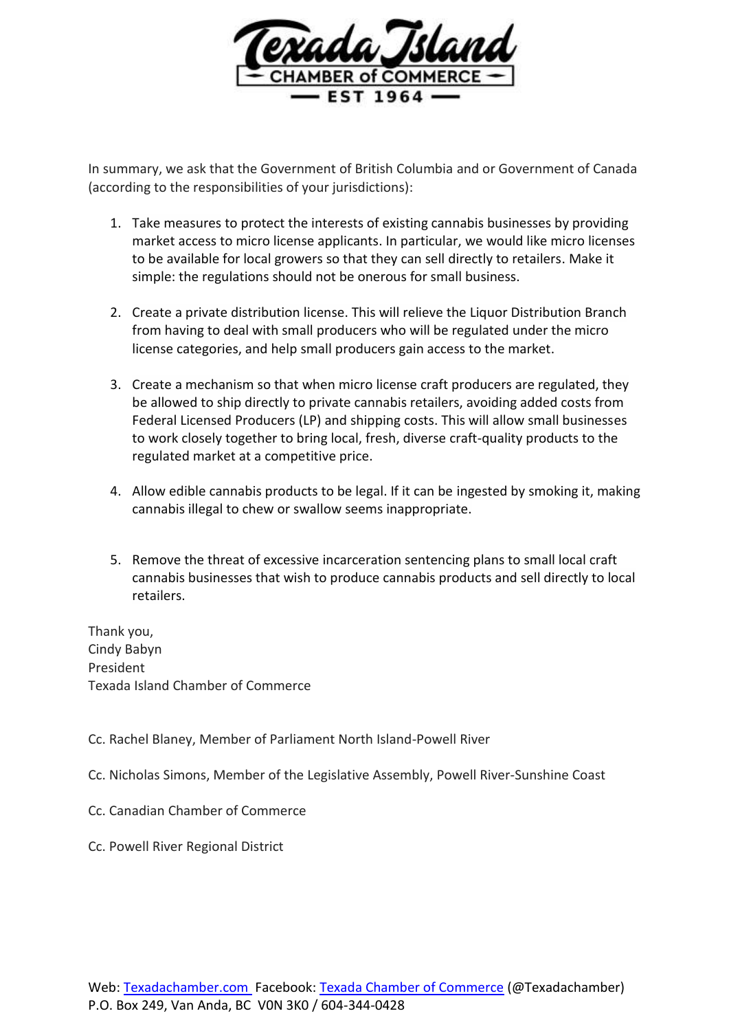In summary, we ask that the Government of British Columbia and or Government of Canada (according to the responsibilities of your jurisdictions):

1. Take measures to protect the interests of existing cannabis businesses by providing market access to micro license applicants. In particular, we would like micro licenses to be available for local growers so that they can sell directly to retailers. Make it simple: the regulations should not be onerous for small business.

2. Create a private distribution license. This will relieve the Liquor Distribution Branch from having to deal with small producers who will be regulated under the micro license categories, and help small producers gain access to the market.

3. Create a mechanism so that when micro license craft producers are regulated, they be allowed to ship directly to private cannabis retailers, avoiding added costs from Federal Licensed Producers (LP) and shipping costs. This will allow small businesses to work closely together to bring local, fresh, diverse craft-quality products to the regulated market at a competitive price.

4. Allow edible cannabis products to be legal. If it can be ingested by smoking it, making cannabis illegal to chew or swallow seems inappropriate.

5. Remove the threat of excessive incarceration sentencing plans to small local craft cannabis businesses that wish to produce cannabis products and sell directly to local retailers.

Thank you,
Cindy Babyn
President
Texada Island Chamber of Commerce

Cc. Rachel Blaney, Member of Parliament North Island-Powell River

Cc. Nicholas Simons, Member of the Legislative Assembly, Powell River-Sunshine Coast

Cc. Canadian Chamber of Commerce

Cc. Powell River Regional District